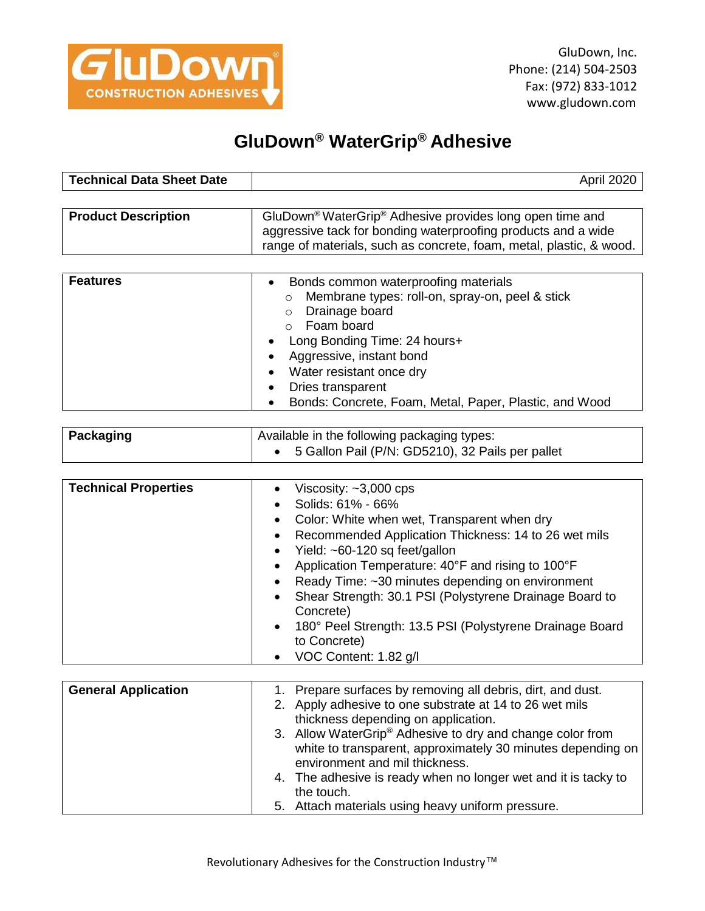GluDown, Inc.
Phone: (214) 504-2503
Fax: (972) 833-1012
www.gludown.com

# GluDown® WaterGrip® Adhesive

| **Technical Data Sheet Date** | April 2020 |
|---|---|

| **Product Description** | GluDown® WaterGrip® Adhesive provides long open time and aggressive tack for bonding waterproofing products and a wide range of materials, such as concrete, foam, metal, plastic, & wood. |
|---|---|

| **Features** | • Bonds common waterproofing materials<br>  ○ Membrane types: roll-on, spray-on, peel & stick<br>  ○ Drainage board<br>  ○ Foam board<br>• Long Bonding Time: 24 hours+<br>• Aggressive, instant bond<br>• Water resistant once dry<br>• Dries transparent<br>• Bonds: Concrete, Foam, Metal, Paper, Plastic, and Wood |
|---|---|

| **Packaging** | Available in the following packaging types:<br>• 5 Gallon Pail (P/N: GD5210), 32 Pails per pallet |
|---|---|

| **Technical Properties** | • Viscosity: ~3,000 cps<br>• Solids: 61% - 66%<br>• Color: White when wet, Transparent when dry<br>• Recommended Application Thickness: 14 to 26 wet mils<br>• Yield: ~60-120 sq feet/gallon<br>• Application Temperature: 40°F and rising to 100°F<br>• Ready Time: ~30 minutes depending on environment<br>• Shear Strength: 30.1 PSI (Polystyrene Drainage Board to Concrete)<br>• 180° Peel Strength: 13.5 PSI (Polystyrene Drainage Board to Concrete)<br>• VOC Content: 1.82 g/l |
|---|---|

| **General Application** | 1. Prepare surfaces by removing all debris, dirt, and dust.<br>2. Apply adhesive to one substrate at 14 to 26 wet mils thickness depending on application.<br>3. Allow WaterGrip® Adhesive to dry and change color from white to transparent, approximately 30 minutes depending on environment and mil thickness.<br>4. The adhesive is ready when no longer wet and it is tacky to the touch.<br>5. Attach materials using heavy uniform pressure. |
|---|---|

Revolutionary Adhesives for the Construction Industry™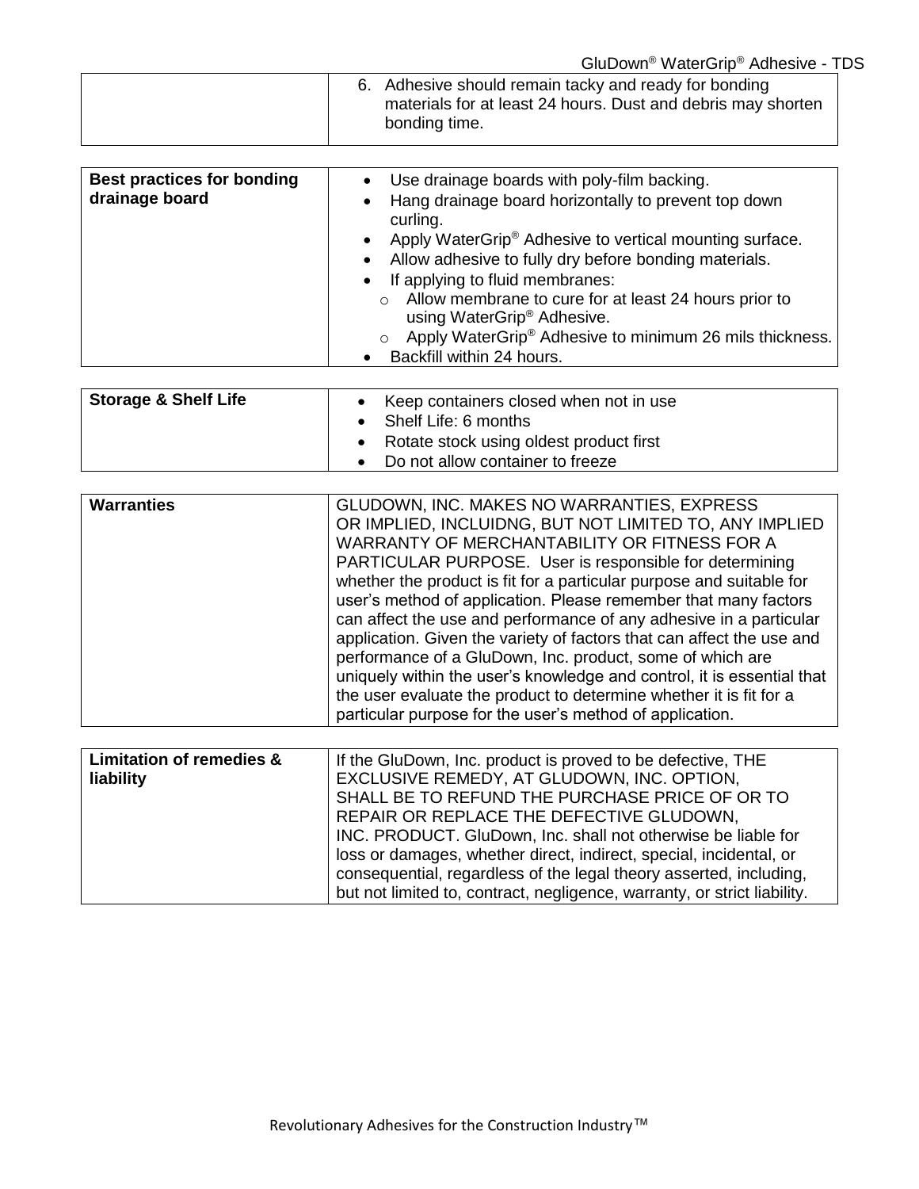| | |
|---|---|
| | 6. Adhesive should remain tacky and ready for bonding materials for at least 24 hours. Dust and debris may shorten bonding time. |

| | |
|---|---|
| **Best practices for bonding drainage board** | • Use drainage boards with poly-film backing.<br>• Hang drainage board horizontally to prevent top down curling.<br>• Apply WaterGrip® Adhesive to vertical mounting surface.<br>• Allow adhesive to fully dry before bonding materials.<br>• If applying to fluid membranes:<br>  o Allow membrane to cure for at least 24 hours prior to using WaterGrip® Adhesive.<br>  o Apply WaterGrip® Adhesive to minimum 26 mils thickness.<br>• Backfill within 24 hours. |

| | |
|---|---|
| **Storage & Shelf Life** | • Keep containers closed when not in use<br>• Shelf Life: 6 months<br>• Rotate stock using oldest product first<br>• Do not allow container to freeze |

| | |
|---|---|
| **Warranties** | GLUDOWN, INC. MAKES NO WARRANTIES, EXPRESS OR IMPLIED, INCLUIDNG, BUT NOT LIMITED TO, ANY IMPLIED WARRANTY OF MERCHANTABILITY OR FITNESS FOR A PARTICULAR PURPOSE. User is responsible for determining whether the product is fit for a particular purpose and suitable for user's method of application. Please remember that many factors can affect the use and performance of any adhesive in a particular application. Given the variety of factors that can affect the use and performance of a GluDown, Inc. product, some of which are uniquely within the user's knowledge and control, it is essential that the user evaluate the product to determine whether it is fit for a particular purpose for the user's method of application. |

| | |
|---|---|
| **Limitation of remedies & liability** | If the GluDown, Inc. product is proved to be defective, THE EXCLUSIVE REMEDY, AT GLUDOWN, INC. OPTION, SHALL BE TO REFUND THE PURCHASE PRICE OF OR TO REPAIR OR REPLACE THE DEFECTIVE GLUDOWN, INC. PRODUCT. GluDown, Inc. shall not otherwise be liable for loss or damages, whether direct, indirect, special, incidental, or consequential, regardless of the legal theory asserted, including, but not limited to, contract, negligence, warranty, or strict liability. |